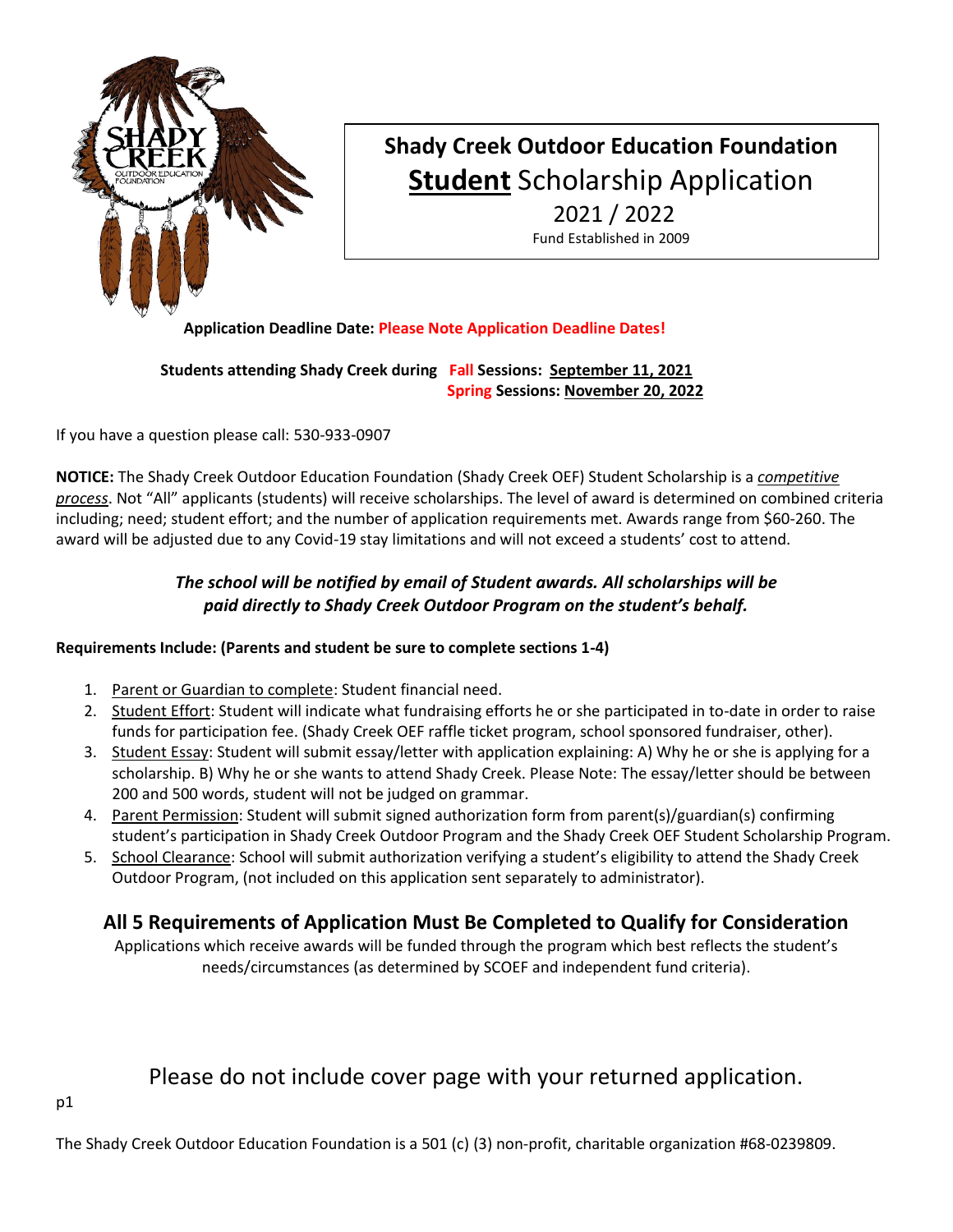# Shady Creek Outdoor Education Foundation

## **Student** Scholarship Application

2021 / 2022

Fund Established in 2009

**Application Deadline Date: Please Note Application Deadline Dates!**

**Students attending Shady Creek during Fall Sessions: September 11, 2021**
**Spring Sessions: November 20, 2022**

If you have a question please call: 530-933-0907

**NOTICE:** The Shady Creek Outdoor Education Foundation (Shady Creek OEF) Student Scholarship is a *competitive process*. Not "All" applicants (students) will receive scholarships. The level of award is determined on combined criteria including; need; student effort; and the number of application requirements met. Awards range from $60-260. The award will be adjusted due to any Covid-19 stay limitations and will not exceed a students' cost to attend.

***The school will be notified by email of Student awards. All scholarships will be paid directly to Shady Creek Outdoor Program on the student's behalf.***

**Requirements Include: (Parents and student be sure to complete sections 1-4)**

1. Parent or Guardian to complete: Student financial need.
2. Student Effort: Student will indicate what fundraising efforts he or she participated in to-date in order to raise funds for participation fee. (Shady Creek OEF raffle ticket program, school sponsored fundraiser, other).
3. Student Essay: Student will submit essay/letter with application explaining: A) Why he or she is applying for a scholarship. B) Why he or she wants to attend Shady Creek. Please Note: The essay/letter should be between 200 and 500 words, student will not be judged on grammar.
4. Parent Permission: Student will submit signed authorization form from parent(s)/guardian(s) confirming student's participation in Shady Creek Outdoor Program and the Shady Creek OEF Student Scholarship Program.
5. School Clearance: School will submit authorization verifying a student's eligibility to attend the Shady Creek Outdoor Program, (not included on this application sent separately to administrator).

## All 5 Requirements of Application Must Be Completed to Qualify for Consideration

Applications which receive awards will be funded through the program which best reflects the student's needs/circumstances (as determined by SCOEF and independent fund criteria).

Please do not include cover page with your returned application.

The Shady Creek Outdoor Education Foundation is a 501 (c) (3) non-profit, charitable organization #68-0239809.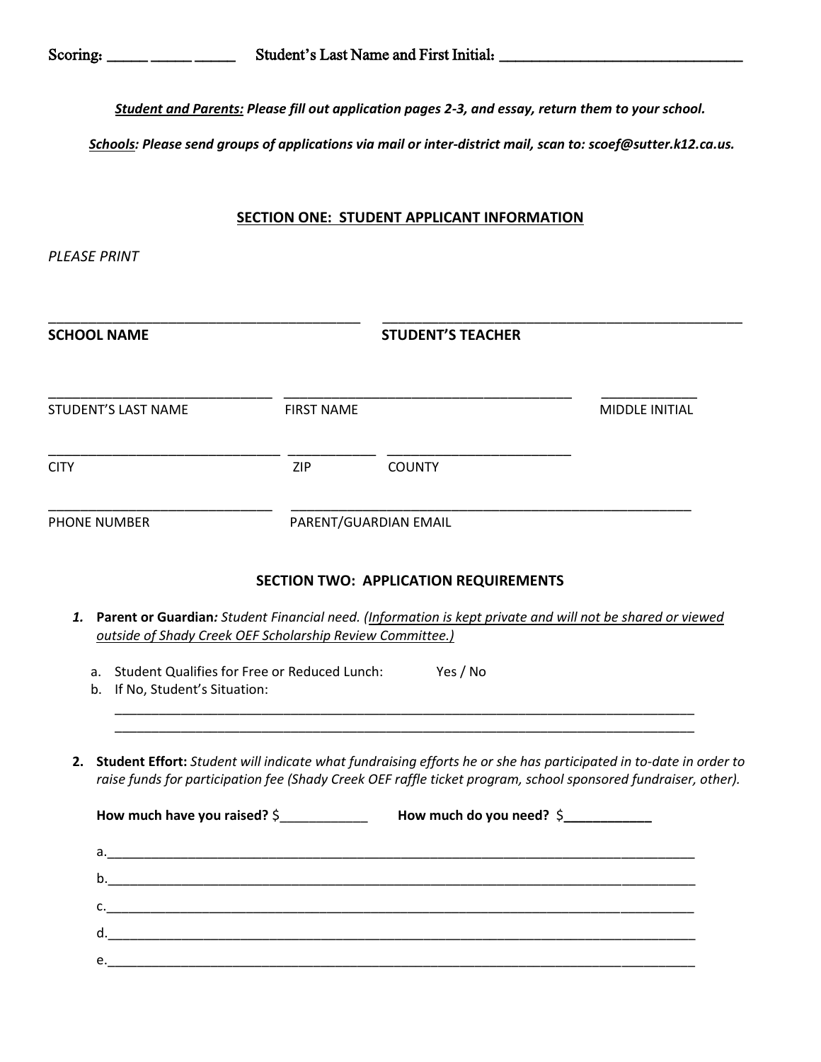Scoring: _____ _____ _____ Student's Last Name and First Initial: ________________________________

***Student and Parents:*** ***Please fill out application pages 2-3, and essay, return them to your school.***

***Schools:*** ***Please send groups of applications via mail or inter-district mail, scan to: scoef@sutter.k12.ca.us.***

## SECTION ONE: STUDENT APPLICANT INFORMATION

*PLEASE PRINT*

___________________________________________ ___________________________________________

**SCHOOL NAME** **STUDENT'S TEACHER**

______________________________ ______________________________________ _____________

STUDENT'S LAST NAME FIRST NAME MIDDLE INITIAL

______________________________ ____________ _________________________

CITY ZIP COUNTY

______________________________ _______________________________________________________

PHONE NUMBER PARENT/GUARDIAN EMAIL

## SECTION TWO: APPLICATION REQUIREMENTS

1. **Parent or Guardian***: Student Financial need. (Information is kept private and will not be shared or viewed outside of Shady Creek OEF Scholarship Review Committee.)*

   a. Student Qualifies for Free or Reduced Lunch: Yes / No
   b. If No, Student's Situation:

   ________________________________________________________________________________
   ________________________________________________________________________________

2. **Student Effort:** *Student will indicate what fundraising efforts he or she has participated in to-date in order to raise funds for participation fee (Shady Creek OEF raffle ticket program, school sponsored fundraiser, other).*

   **How much have you raised?** $____________ **How much do you need?** $____________

   a.______________________________________________________________________________
   b.______________________________________________________________________________
   c.______________________________________________________________________________
   d.______________________________________________________________________________
   e.______________________________________________________________________________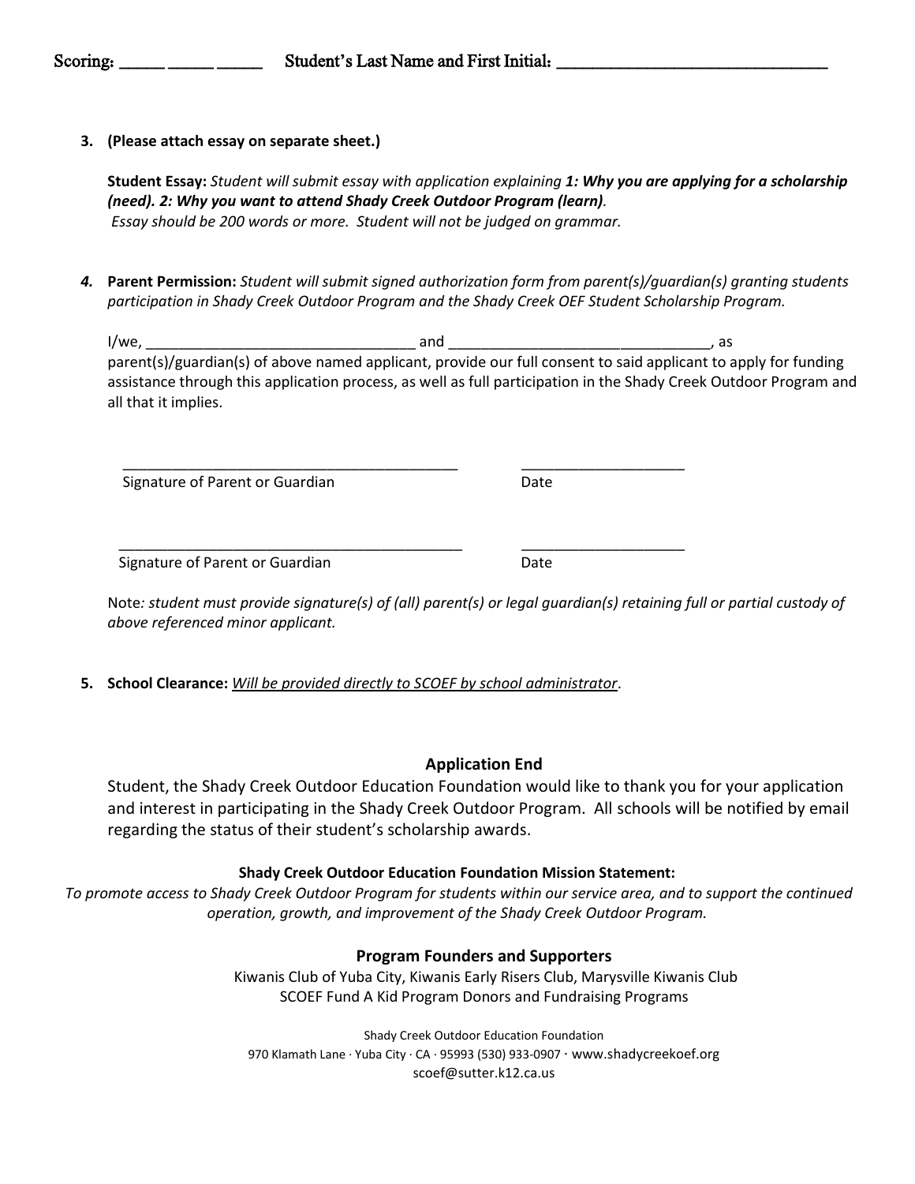Scoring: _____ _____ _____ Student's Last Name and First Initial: _______________________________

3. **(Please attach essay on separate sheet.)**

   **Student Essay:** *Student will submit essay with application explaining **1: Why you are applying for a scholarship (need). 2: Why you want to attend Shady Creek Outdoor Program (learn)**.*
   *Essay should be 200 words or more. Student will not be judged on grammar.*

4. **Parent Permission:** *Student will submit signed authorization form from parent(s)/guardian(s) granting students participation in Shady Creek Outdoor Program and the Shady Creek OEF Student Scholarship Program.*

   I/we, ________________________________ and _______________________________, as parent(s)/guardian(s) of above named applicant, provide our full consent to said applicant to apply for funding assistance through this application process, as well as full participation in the Shady Creek Outdoor Program and all that it implies.

   ________________________________________ ___________________
   Signature of Parent or Guardian Date

   ________________________________________ ___________________
   Signature of Parent or Guardian Date

   Note*: student must provide signature(s) of (all) parent(s) or legal guardian(s) retaining full or partial custody of above referenced minor applicant.*

5. **School Clearance:** *Will be provided directly to SCOEF by school administrator*.

## Application End

Student, the Shady Creek Outdoor Education Foundation would like to thank you for your application and interest in participating in the Shady Creek Outdoor Program. All schools will be notified by email regarding the status of their student's scholarship awards.

**Shady Creek Outdoor Education Foundation Mission Statement:**

*To promote access to Shady Creek Outdoor Program for students within our service area, and to support the continued operation, growth, and improvement of the Shady Creek Outdoor Program.*

**Program Founders and Supporters**

Kiwanis Club of Yuba City, Kiwanis Early Risers Club, Marysville Kiwanis Club
SCOEF Fund A Kid Program Donors and Fundraising Programs

Shady Creek Outdoor Education Foundation
970 Klamath Lane · Yuba City · CA · 95993 (530) 933-0907 · www.shadycreekoef.org
scoef@sutter.k12.ca.us